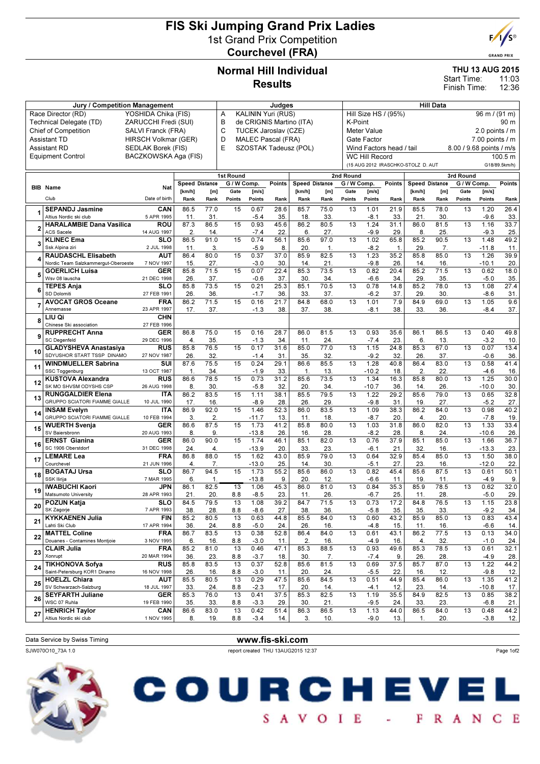# FIS Ski Jumping Grand Prix Ladies

1st Grand Prix Competition

**Courchevel (FRA)**

## Normal Hill Individual Results

**THU 13 AUG 2015**

Start Time: 11:03
Finish Time: 12:36

| Jury / Competition Management | | Judges | | Hill Data | |
|---|---|---|---|---|---|
| Race Director (RD) | YOSHIDA Chika (FIS) | A | KALININ Yuri (RUS) | Hill Size HS / (95%) | 96 m / (91 m) |
| Technical Delegate (TD) | ZARUCCHI Fredi (SUI) | B | de CRIGNIS Martino (ITA) | K-Point | 90 m |
| Chief of Competition | SALVI Franck (FRA) | C | TUCEK Jaroslav (CZE) | Meter Value | 2.0 points / m |
| Assistant TD | HIRSCH Volkmar (GER) | D | MALEC Pascal (FRA) | Gate Factor | 7.00 points / m |
| Assistant RD | SEDLAK Borek (FIS) | E | SZOSTAK Tadeusz (POL) | Wind Factors head / tail | 8.00 / 9.68 points / m/s |
| Equipment Control | BACZKOWSKA Aga (FIS) | | | WC Hill Record | 100.5 m |
| | | | | (15 AUG 2012 IRASCHKO-STOLZ D. AUT | G18/89.5km/h) |

| BIB | Name / Club | Nat / Date of birth | 1st Round Speed [km/h] / Rank | Distance [m] / Rank | Gate / Points | Wind [m/s] / Points | Points / Rank | 2nd Round Speed [km/h] / Rank | Distance [m] / Rank | Gate / Points | Wind [m/s] / Points | Points / Rank | 3rd Round Speed [km/h] / Rank | Distance [m] / Rank | Gate / Points | Wind [m/s] / Points | Points / Rank |
|---|---|---|---|---|---|---|---|---|---|---|---|---|---|---|---|---|---|
| 1 | SEPANDJ Jasmine / Altius Nordic ski club | CAN / 5 APR 1995 | 86.5 / 11. | 77.0 / 31. | 15 | 0.67 / -5.4 | 28.6 / 35. | 85.7 / 18. | 75.0 / 33. | 13 | 1.01 / -8.1 | 21.9 / 33. | 85.5 / 21. | 78.0 / 30. | 13 | 1.20 / -9.6 | 26.4 / 33. |
| 2 | HARALAMBIE Dana Vasilica / ACS Sacele | ROU / 14 AUG 1997 | 87.3 / 2. | 86.5 / 14. | 15 | 0.93 / -7.4 | 45.6 / 22. | 86.2 / 6. | 80.5 / 27. | 13 | 1.24 / -9.9 | 31.1 / 29. | 86.0 / 8. | 81.5 / 25. | 13 | 1.16 / -9.3 | 33.7 / 25. |
| 3 | KLINEC Ema / Ssk Alpina ziri | SLO / 2 JUL 1998 | 86.5 / 11. | 91.0 / 3. | 15 | 0.74 / -5.9 | 56.1 / 8. | 85.6 / 20. | 97.0 / 1. | 13 | 1.02 / -8.2 | 65.8 / 1. | 85.2 / 29. | 90.5 / 7. | 13 | 1.48 / -11.8 | 49.2 / 11. |
| 4 | RAUDASCHL Elisabeth / Nordic Team Salzkammergut-Oberoeste | AUT / 7 NOV 1997 | 86.4 / 15. | 80.0 / 27. | 15 | 0.37 / -3.0 | 37.0 / 30. | 85.9 / 14. | 82.5 / 21. | 13 | 1.23 / -9.8 | 35.2 / 26. | 85.8 / 14. | 85.0 / 16. | 13 | 1.26 / -10.1 | 39.9 / 20. |
| 5 | GOERLICH Luisa / Wsv 08 lauscha | GER / 21 DEC 1998 | 85.8 / 26. | 71.5 / 37. | 15 | 0.07 / -0.6 | 22.4 / 37. | 85.3 / 30. | 73.5 / 34. | 13 | 0.82 / -6.6 | 20.4 / 34. | 85.2 / 29. | 71.5 / 35. | 13 | 0.62 / -5.0 | 18.0 / 35. |
| 6 | TEPES Anja / SD Dolomiti | SLO / 27 FEB 1991 | 85.8 / 26. | 73.5 / 36. | 15 | 0.21 / -1.7 | 25.3 / 36. | 85.1 / 33. | 70.5 / 37. | 13 | 0.78 / -6.2 | 14.8 / 37. | 85.2 / 29. | 78.0 / 30. | 13 | 1.08 / -8.6 | 27.4 / 31. |
| 7 | AVOCAT GROS Oceane / Annemasse | FRA / 23 APR 1997 | 86.2 / 17. | 71.5 / 37. | 15 | 0.16 / -1.3 | 21.7 / 38. | 84.8 / 37. | 68.0 / 38. | 13 | 1.01 / -8.1 | 7.9 / 38. | 84.9 / 33. | 69.0 / 36. | 13 | 1.05 / -8.4 | 9.6 / 37. |
| 8 | LIU Qi / Chinese Ski association | CHN / 27 FEB 1996 | | | | | | | | | | | | | | | |
| 9 | RUPPRECHT Anna / SC Degenfeld | GER / 29 DEC 1996 | 86.8 / 4. | 75.0 / 35. | 15 | 0.16 / -1.3 | 28.7 / 34. | 86.0 / 11. | 81.5 / 24. | 13 | 0.93 / -7.4 | 35.6 / 23. | 86.1 / 6. | 86.5 / 13. | 13 | 0.40 / -3.2 | 49.8 / 10. |
| 10 | GLADYSHEVA Anastasiya / SDYUSHOR START TSSP DINAMO | RUS / 27 NOV 1987 | 85.8 / 26. | 76.5 / 32. | 15 | 0.17 / -1.4 | 31.6 / 31. | 85.0 / 35. | 77.0 / 32. | 13 | 1.15 / -9.2 | 24.8 / 32. | 85.3 / 26. | 67.0 / 37. | 13 | 0.07 / -0.6 | 13.4 / 36. |
| 11 | WINDMUELLER Sabrina / SSC Toggenburg | SUI / 13 OCT 1987 | 87.6 / 1. | 75.5 / 34. | 15 | 0.24 / -1.9 | 29.1 / 33. | 86.6 / 1. | 85.5 / 13. | 13 | 1.28 / -10.2 | 40.8 / 18. | 86.4 / 2. | 83.0 / 22. | 13 | 0.58 / -4.6 | 41.4 / 16. |
| 12 | KUSTOVA Alexandra / SK MO SHVSM ODYSHS CSP | RUS / 26 AUG 1998 | 86.6 / 8. | 78.5 / 30. | 15 | 0.73 / -5.8 | 31.2 / 32. | 85.6 / 20. | 73.5 / 34. | 13 | 1.34 / -10.7 | 16.3 / 36. | 85.8 / 14. | 80.0 / 26. | 13 | 1.25 / -10.0 | 30.0 / 30. |
| 13 | RUNGGALDIER Elena / GRUPPO SCIATORI FIAMME GIALLE | ITA / 10 JUL 1990 | 86.2 / 17. | 83.5 / 16. | 15 | 1.11 / -8.9 | 38.1 / 28. | 85.5 / 26. | 79.5 / 29. | 13 | 1.22 / -9.8 | 29.2 / 31. | 85.6 / 19. | 79.0 / 27. | 13 | 0.65 / -5.2 | 32.8 / 27. |
| 14 | INSAM Evelyn / GRUPPO SCIATORI FIAMME GIALLE | ITA / 10 FEB 1994 | 86.9 / 3. | 92.0 / 2. | 15 | 1.46 / -11.7 | 52.3 / 13. | 86.0 / 11. | 83.5 / 18. | 13 | 1.09 / -8.7 | 38.3 / 20. | 86.2 / 4. | 84.0 / 20. | 13 | 0.98 / -7.8 | 40.2 / 19. |
| 15 | WUERTH Svenja / SV Baiersbronn | GER / 20 AUG 1993 | 86.6 / 8. | 87.5 / 9. | 15 | 1.73 / -13.8 | 41.2 / 26. | 85.8 / 16. | 80.0 / 28. | 13 | 1.03 / -8.2 | 31.8 / 28. | 86.0 / 8. | 82.0 / 24. | 13 | 1.33 / -10.6 | 33.4 / 26. |
| 16 | ERNST Gianina / SC 1906 Oberstdorf | GER / 31 DEC 1998 | 86.0 / 24. | 90.0 / 4. | 15 | 1.74 / -13.9 | 46.1 / 20. | 85.1 / 33. | 82.0 / 23. | 13 | 0.76 / -6.1 | 37.9 / 21. | 85.1 / 32. | 85.0 / 16. | 13 | 1.66 / -13.3 | 36.7 / 23. |
| 17 | LEMARE Lea / Courchevel | FRA / 21 JUN 1996 | 86.8 / 4. | 88.0 / 7. | 15 | 1.62 / -13.0 | 43.0 / 25. | 85.9 / 14. | 79.0 / 30. | 13 | 0.64 / -5.1 | 32.9 / 27. | 85.4 / 23. | 85.0 / 16. | 13 | 1.50 / -12.0 | 38.0 / 22. |
| 18 | BOGATAJ Ursa / SSK Ilirija | SLO / 7 MAR 1995 | 86.7 / 6. | 94.5 / 1. | 15 | 1.73 / -13.8 | 55.2 / 9. | 85.6 / 20. | 86.0 / 12. | 13 | 0.82 / -6.6 | 45.4 / 11. | 85.6 / 19. | 87.5 / 11. | 13 | 0.61 / -4.9 | 50.1 / 9. |
| 19 | IWABUCHI Kaori / Matsumoto University | JPN / 28 APR 1993 | 86.1 / 21. | 82.5 / 20. | 13 / 8.8 | 1.06 / -8.5 | 45.3 / 23. | 86.0 / 11. | 81.0 / 26. | 13 | 0.84 / -6.7 | 35.3 / 25. | 85.9 / 11. | 78.5 / 28. | 13 | 0.62 / -5.0 | 32.0 / 29. |
| 20 | POZUN Katja / SK Zagorje | SLO / 7 APR 1993 | 84.5 / 38. | 79.5 / 28. | 13 / 8.8 | 1.08 / -8.6 | 39.2 / 27. | 84.7 / 38. | 71.5 / 36. | 13 | 0.73 / -5.8 | 17.2 / 35. | 84.8 / 35. | 76.5 / 33. | 13 | 1.15 / -9.2 | 23.8 / 34. |
| 21 | KYKKAENEN Julia / Lahti Ski Club | FIN / 17 APR 1994 | 85.2 / 36. | 80.5 / 24. | 13 / 8.8 | 0.63 / -5.0 | 44.8 / 24. | 85.5 / 26. | 84.0 / 16. | 13 | 0.60 / -4.8 | 43.2 / 15. | 85.9 / 11. | 85.0 / 16. | 13 | 0.83 / -6.6 | 43.4 / 14. |
| 22 | MATTEL Coline / Douanes - Contamines Montjoie | FRA / 3 NOV 1995 | 86.7 / 6. | 83.5 / 16. | 13 / 8.8 | 0.38 / -3.0 | 52.8 / 11. | 86.4 / 2. | 84.0 / 16. | 13 | 0.61 / -4.9 | 43.1 / 16. | 86.2 / 4. | 77.5 / 32. | 13 | 0.13 / -1.0 | 34.0 / 24. |
| 23 | CLAIR Julia / Xonrupt | FRA / 20 MAR 1994 | 85.2 / 36. | 81.0 / 23. | 13 / 8.8 | 0.46 / -3.7 | 47.1 / 18. | 85.3 / 30. | 88.5 / 7. | 13 | 0.93 / -7.4 | 49.6 / 9. | 85.3 / 26. | 78.5 / 28. | 13 | 0.61 / -4.9 | 32.1 / 28. |
| 24 | TIKHONOVA Sofya / Saint-Petersburg KOR1 Dinamo | RUS / 16 NOV 1998 | 85.8 / 26. | 83.5 / 16. | 13 / 8.8 | 0.37 / -3.0 | 52.8 / 11. | 85.6 / 20. | 81.5 / 24. | 13 | 0.69 / -5.5 | 37.5 / 22. | 85.7 / 16. | 87.0 / 12. | 13 | 1.22 / -9.8 | 44.2 / 12. |
| 25 | HOELZL Chiara / SV Schwarzach-Salzburg | AUT / 18 JUL 1997 | 85.5 / 33. | 80.5 / 24. | 13 / 8.8 | 0.29 / -2.3 | 47.5 / 17. | 85.6 / 20. | 84.5 / 14. | 13 | 0.51 / -4.1 | 44.9 / 12. | 85.4 / 23. | 86.0 / 14. | 13 | 1.35 / -10.8 | 41.2 / 17. |
| 26 | SEYFARTH Juliane / WSC 07 Ruhla | GER / 19 FEB 1990 | 85.3 / 35. | 76.0 / 33. | 13 / 8.8 | 0.41 / -3.3 | 37.5 / 29. | 85.3 / 30. | 82.5 / 21. | 13 | 1.19 / -9.5 | 35.5 / 24. | 84.9 / 33. | 82.5 / 23. | 13 | 0.85 / -6.8 | 38.2 / 21. |
| 27 | HENRICH Taylor / Altius Nordic ski club | CAN / 1 NOV 1995 | 86.6 / 8. | 83.0 / 19. | 13 / 8.8 | 0.42 / -3.4 | 51.4 / 14. | 86.3 / 3. | 86.5 / 10. | 13 | 1.13 / -9.0 | 44.0 / 13. | 86.5 / 1. | 84.0 / 20. | 13 | 0.48 / -3.8 | 44.2 / 12. |

Data Service by Swiss Timing

www.fis-ski.com

SJW070O10_73A 1.0 report created THU 13AUG2015 12:37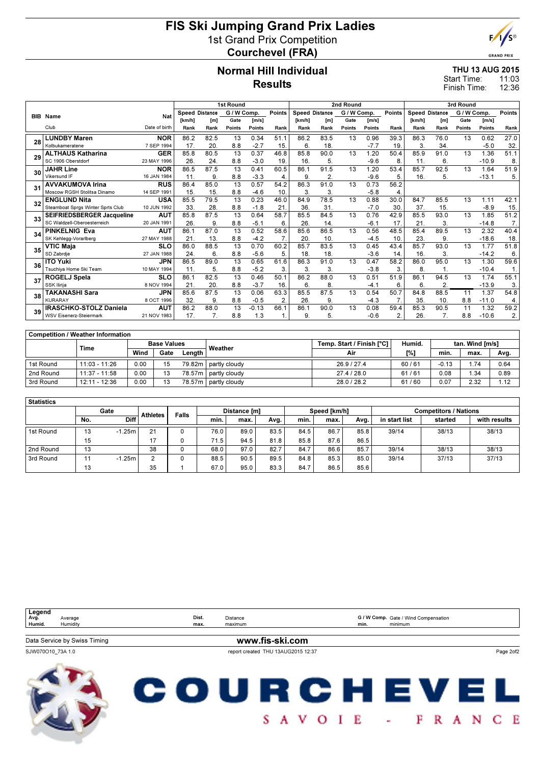# FIS Ski Jumping Grand Prix Ladies

## 1st Grand Prix Competition

## Courchevel (FRA)

## Normal Hill Individual Results

**THU 13 AUG 2015**
Start Time: 11:03
Finish Time: 12:36

| BIB | Name / Club | Nat / Date of birth | 1st Round Speed [km/h] / Rank | Distance [m] / Rank | G / W Comp. Gate / Points | [m/s] / Points | Points / Rank | 2nd Round Speed [km/h] / Rank | Distance [m] / Rank | G / W Comp. Gate / Points | [m/s] / Points | Points / Rank | 3rd Round Speed [km/h] / Rank | Distance [m] / Rank | G / W Comp. Gate / Points | [m/s] / Points | Points / Rank |
|---|---|---|---|---|---|---|---|---|---|---|---|---|---|---|---|---|---|
| 28 | LUNDBY Maren | NOR | 86.2 | 82.5 | 13 | 0.34 | 51.1 | 86.2 | 83.5 | 13 | 0.96 | 39.3 | 86.3 | 76.0 | 13 | 0.62 | 27.0 |
| | Kolbukameratene | 7 SEP 1994 | 17. | 20. | 8.8 | -2.7 | 15. | 6. | 18. | | -7.7 | 19. | 3. | 34. | | -5.0 | 32. |
| 29 | ALTHAUS Katharina | GER | 85.8 | 80.5 | 13 | 0.37 | 46.8 | 85.8 | 90.0 | 13 | 1.20 | 50.4 | 85.9 | 91.0 | 13 | 1.36 | 51.1 |
| | SC 1906 Oberstdorf | 23 MAY 1996 | 26. | 24. | 8.8 | -3.0 | 19. | 16. | 5. | | -9.6 | 8. | 11. | 6. | | -10.9 | 8. |
| 30 | JAHR Line | NOR | 86.5 | 87.5 | 13 | 0.41 | 60.5 | 86.1 | 91.5 | 13 | 1.20 | 53.4 | 85.7 | 92.5 | 13 | 1.64 | 51.9 |
| | Vikersund IF | 16 JAN 1984 | 11. | 9. | 8.8 | -3.3 | 4. | 9. | 2. | | -9.6 | 5. | 16. | 5. | | -13.1 | 5. |
| 31 | AVVAKUMOVA Irina | RUS | 86.4 | 85.0 | 13 | 0.57 | 54.2 | 86.3 | 91.0 | 13 | 0.73 | 56.2 | | | | | |
| | Moscow RGSH Stolitsa Dinamo | 14 SEP 1991 | 15. | 15. | 8.8 | -4.6 | 10. | 3. | 3. | | -5.8 | 4. | | | | | |
| 32 | ENGLUND Nita | USA | 85.5 | 79.5 | 13 | 0.23 | 46.0 | 84.9 | 78.5 | 13 | 0.88 | 30.0 | 84.7 | 85.5 | 13 | 1.11 | 42.1 |
| | Steamboat Sprgs Winter Sprts Club | 10 JUN 1992 | 33. | 28. | 8.8 | -1.8 | 21. | 36. | 31. | | -7.0 | 30. | 37. | 15. | | -8.9 | 15. |
| 33 | SEIFRIEDSBERGER Jacqueline | AUT | 85.8 | 87.5 | 13 | 0.64 | 58.7 | 85.5 | 84.5 | 13 | 0.76 | 42.9 | 85.5 | 93.0 | 13 | 1.85 | 51.2 |
| | SC Waldzell-Oberoesterreich | 20 JAN 1991 | 26. | 9. | 8.8 | -5.1 | 6. | 26. | 14. | | -6.1 | 17. | 21. | 3. | | -14.8 | 7. |
| 34 | PINKELNIG Eva | AUT | 86.1 | 87.0 | 13 | 0.52 | 58.6 | 85.6 | 86.5 | 13 | 0.56 | 48.5 | 85.4 | 89.5 | 13 | 2.32 | 40.4 |
| | SK Kehlegg-Vorarlberg | 27 MAY 1988 | 21. | 13. | 8.8 | -4.2 | 7. | 20. | 10. | | -4.5 | 10. | 23. | 9. | | -18.6 | 18. |
| 35 | VTIC Maja | SLO | 86.0 | 88.5 | 13 | 0.70 | 60.2 | 85.7 | 83.5 | 13 | 0.45 | 43.4 | 85.7 | 93.0 | 13 | 1.77 | 51.8 |
| | SD Zabrdje | 27 JAN 1988 | 24. | 6. | 8.8 | -5.6 | 5. | 18. | 18. | | -3.6 | 14. | 16. | 3. | | -14.2 | 6. |
| 36 | ITO Yuki | JPN | 86.5 | 89.0 | 13 | 0.65 | 61.6 | 86.3 | 91.0 | 13 | 0.47 | 58.2 | 86.0 | 95.0 | 13 | 1.30 | 59.6 |
| | Tsuchiya Home Ski Team | 10 MAY 1994 | 11. | 5. | 8.8 | -5.2 | 3. | 3. | 3. | | -3.8 | 3. | 8. | 1. | | -10.4 | 1. |
| 37 | ROGELJ Spela | SLO | 86.1 | 82.5 | 13 | 0.46 | 50.1 | 86.2 | 88.0 | 13 | 0.51 | 51.9 | 86.1 | 94.5 | 13 | 1.74 | 55.1 |
| | SSK Ilirija | 8 NOV 1994 | 21. | 20. | 8.8 | -3.7 | 16. | 6. | 8. | | -4.1 | 6. | 6. | 2. | | -13.9 | 3. |
| 38 | TAKANASHI Sara | JPN | 85.6 | 87.5 | 13 | 0.06 | 63.3 | 85.5 | 87.5 | 13 | 0.54 | 50.7 | 84.8 | 88.5 | 11 | 1.37 | 54.8 |
| | KURARAY | 8 OCT 1996 | 32. | 9. | 8.8 | -0.5 | 2. | 26. | 9. | | -4.3 | 7. | 35. | 10. | 8.8 | -11.0 | 4. |
| 39 | IRASCHKO-STOLZ Daniela | AUT | 86.2 | 88.0 | 13 | -0.13 | 66.1 | 86.1 | 90.0 | 13 | 0.08 | 59.4 | 85.3 | 90.5 | 11 | 1.32 | 59.2 |
| | WSV Eisenerz-Steiermark | 21 NOV 1983 | 17. | 7. | 8.8 | 1.3 | 1. | 9. | 5. | | -0.6 | 2. | 26. | 7. | 8.8 | -10.6 | 2. |

### Competition / Weather Information

| | Time | Base Values Wind | Gate | Length | Weather | Temp. Start / Finish [°C] Air | Humid. [%] | tan. Wind [m/s] min. | max. | Avg. |
|---|---|---|---|---|---|---|---|---|---|---|
| 1st Round | 11:03 - 11:26 | 0.00 | 15 | 79.82m | partly cloudy | 26.9 / 27.4 | 60 / 61 | -0.13 | 1.74 | 0.64 |
| 2nd Round | 11:37 - 11:58 | 0.00 | 13 | 78.57m | partly cloudy | 27.4 / 28.0 | 61 / 61 | 0.08 | 1.34 | 0.89 |
| 3rd Round | 12:11 - 12:36 | 0.00 | 13 | 78.57m | partly cloudy | 28.0 / 28.2 | 61 / 60 | 0.07 | 2.32 | 1.12 |

### Statistics

| | Gate No. | Diff | Athletes | Falls | Distance [m] min. | max. | Avg. | Speed [km/h] min. | max. | Avg. | Competitors / Nations in start list | started | with results |
|---|---|---|---|---|---|---|---|---|---|---|---|---|---|
| 1st Round | 13 | -1.25m | 21 | 0 | 76.0 | 89.0 | 83.5 | 84.5 | 86.7 | 85.8 | 39/14 | 38/13 | 38/13 |
| | 15 | | 17 | 0 | 71.5 | 94.5 | 81.8 | 85.8 | 87.6 | 86.5 | | | |
| 2nd Round | 13 | | 38 | 0 | 68.0 | 97.0 | 82.7 | 84.7 | 86.6 | 85.7 | 39/14 | 38/13 | 38/13 |
| 3rd Round | 11 | -1.25m | 2 | 0 | 88.5 | 90.5 | 89.5 | 84.8 | 85.3 | 85.0 | 39/14 | 37/13 | 37/13 |
| | 13 | | 35 | 1 | 67.0 | 95.0 | 83.3 | 84.7 | 86.5 | 85.6 | | | |

**Legend**

| | | | | | |
|---|---|---|---|---|---|
| Avg. | Average | Dist. | Distance | G / W Comp. | Gate / Wind Compensation |
| Humid. | Humidity | max. | maximum | min. | minimum |

Data Service by Swiss Timing

www.fis-ski.com

SJW070O10_73A 1.0

report created THU 13AUG2015 12:37

COURCHEVEL SAVOIE - FRANCE